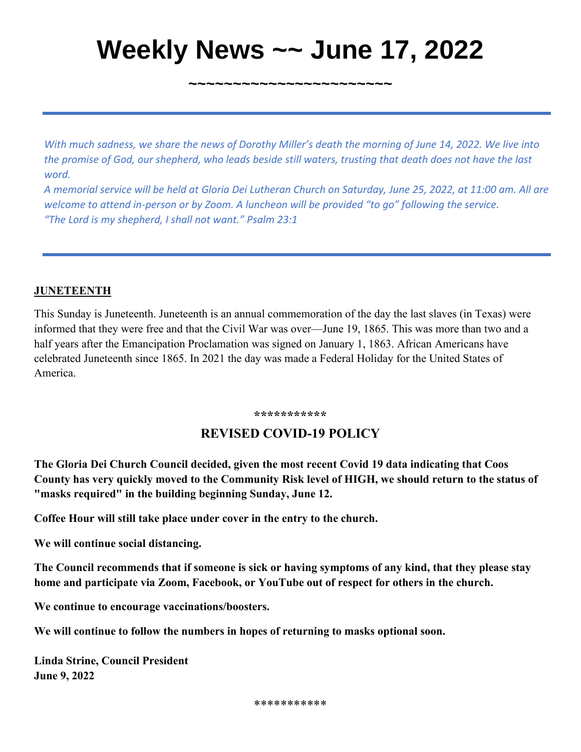# Weekly News ~~ June 17, 2022

~~~~~~~~~~~~~~~~~~~~~~~

---

*With much sadness, we share the news of Dorothy Miller's death the morning of June 14, 2022. We live into the promise of God, our shepherd, who leads beside still waters, trusting that death does not have the last word.*

*A memorial service will be held at Gloria Dei Lutheran Church on Saturday, June 25, 2022, at 11:00 am. All are welcome to attend in-person or by Zoom. A luncheon will be provided "to go" following the service.*

*"The Lord is my shepherd, I shall not want." Psalm 23:1*

---

**JUNETEENTH**

This Sunday is Juneteenth. Juneteenth is an annual commemoration of the day the last slaves (in Texas) were informed that they were free and that the Civil War was over—June 19, 1865. This was more than two and a half years after the Emancipation Proclamation was signed on January 1, 1863. African Americans have celebrated Juneteenth since 1865. In 2021 the day was made a Federal Holiday for the United States of America.

***********

## REVISED COVID-19 POLICY

**The Gloria Dei Church Council decided, given the most recent Covid 19 data indicating that Coos County has very quickly moved to the Community Risk level of HIGH, we should return to the status of "masks required" in the building beginning Sunday, June 12.**

**Coffee Hour will still take place under cover in the entry to the church.**

**We will continue social distancing.**

**The Council recommends that if someone is sick or having symptoms of any kind, that they please stay home and participate via Zoom, Facebook, or YouTube out of respect for others in the church.**

**We continue to encourage vaccinations/boosters.**

**We will continue to follow the numbers in hopes of returning to masks optional soon.**

**Linda Strine, Council President**
**June 9, 2022**

***********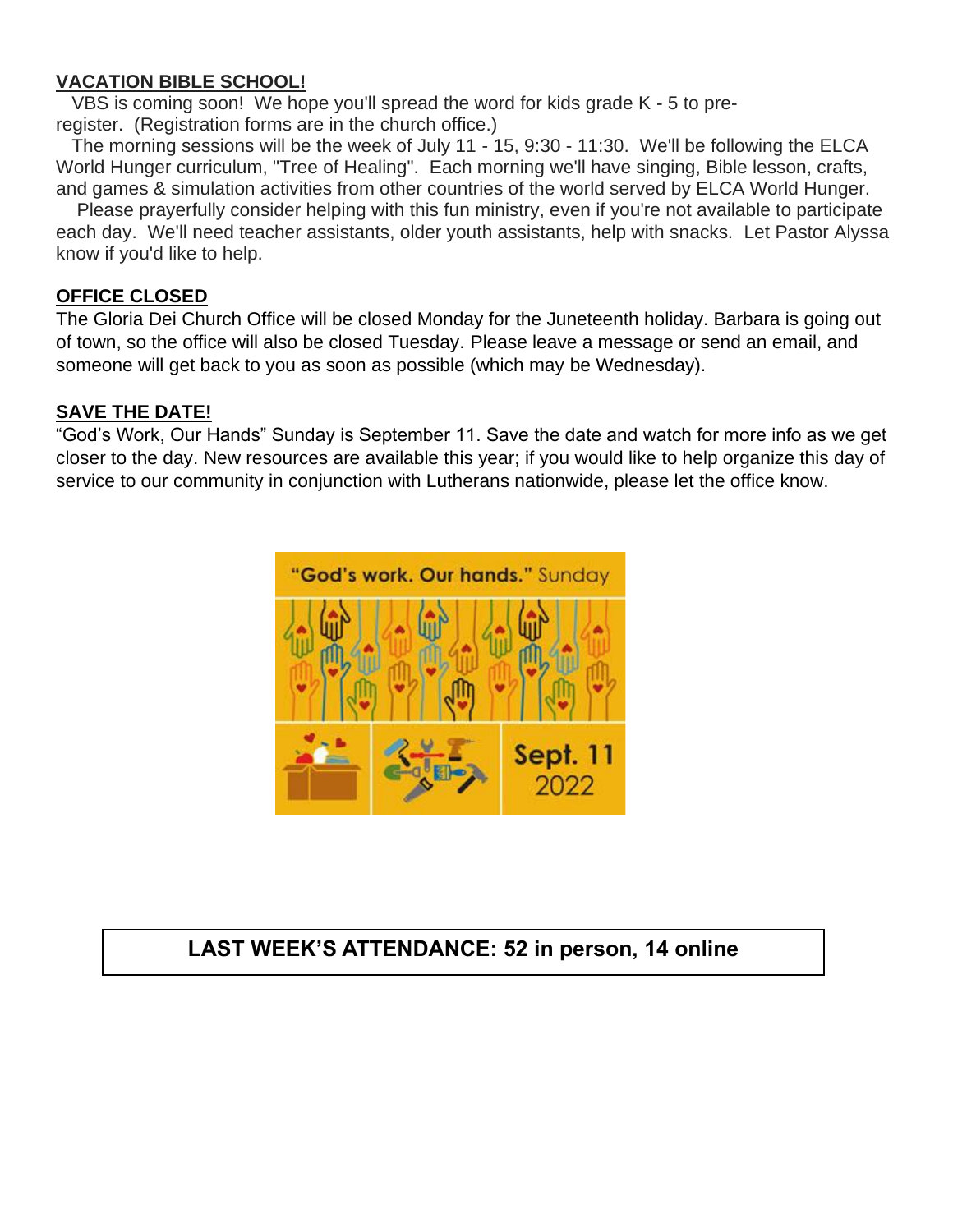**VACATION BIBLE SCHOOL!**

VBS is coming soon! We hope you'll spread the word for kids grade K - 5 to pre-register. (Registration forms are in the church office.)

The morning sessions will be the week of July 11 - 15, 9:30 - 11:30. We'll be following the ELCA World Hunger curriculum, "Tree of Healing". Each morning we'll have singing, Bible lesson, crafts, and games & simulation activities from other countries of the world served by ELCA World Hunger.

Please prayerfully consider helping with this fun ministry, even if you're not available to participate each day. We'll need teacher assistants, older youth assistants, help with snacks. Let Pastor Alyssa know if you'd like to help.

**OFFICE CLOSED**

The Gloria Dei Church Office will be closed Monday for the Juneteenth holiday. Barbara is going out of town, so the office will also be closed Tuesday. Please leave a message or send an email, and someone will get back to you as soon as possible (which may be Wednesday).

**SAVE THE DATE!**

"God's Work, Our Hands" Sunday is September 11. Save the date and watch for more info as we get closer to the day. New resources are available this year; if you would like to help organize this day of service to our community in conjunction with Lutherans nationwide, please let the office know.

"God's work. Our hands." Sunday

Sept. 11 2022

**LAST WEEK'S ATTENDANCE: 52 in person, 14 online**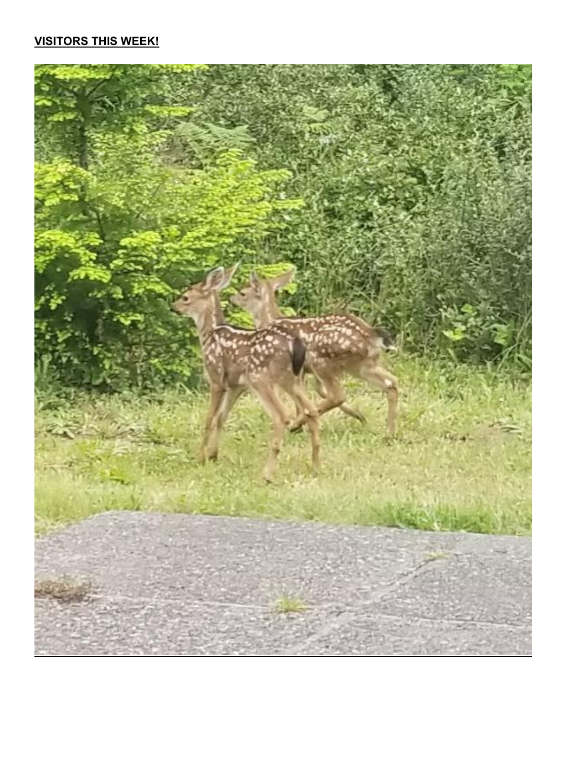**VISITORS THIS WEEK!**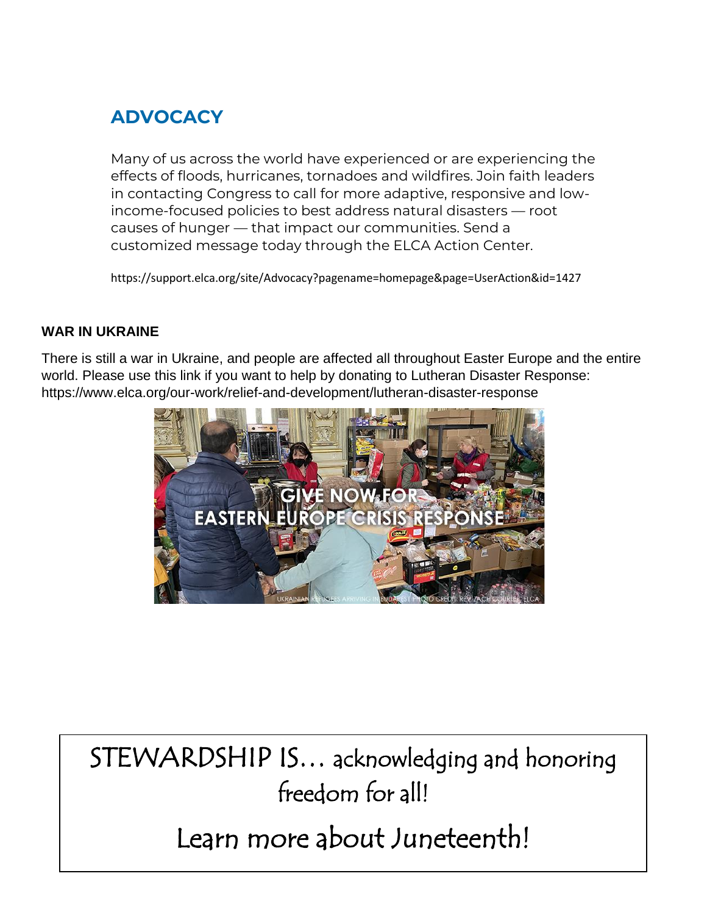## ADVOCACY

Many of us across the world have experienced or are experiencing the effects of floods, hurricanes, tornadoes and wildfires. Join faith leaders in contacting Congress to call for more adaptive, responsive and low-income-focused policies to best address natural disasters — root causes of hunger — that impact our communities. Send a customized message today through the ELCA Action Center.

https://support.elca.org/site/Advocacy?pagename=homepage&page=UserAction&id=1427

**WAR IN UKRAINE**

There is still a war in Ukraine, and people are affected all throughout Easter Europe and the entire world. Please use this link if you want to help by donating to Lutheran Disaster Response: https://www.elca.org/our-work/relief-and-development/lutheran-disaster-response

GIVE NOW FOR EASTERN EUROPE CRISIS RESPONSE

UKRAINIAN REFUGEES ARRIVING IN BUDAPEST PHOTO CREDIT: REV. ZACH COURIER, ELCA

STEWARDSHIP IS… acknowledging and honoring freedom for all!

Learn more about Juneteenth!